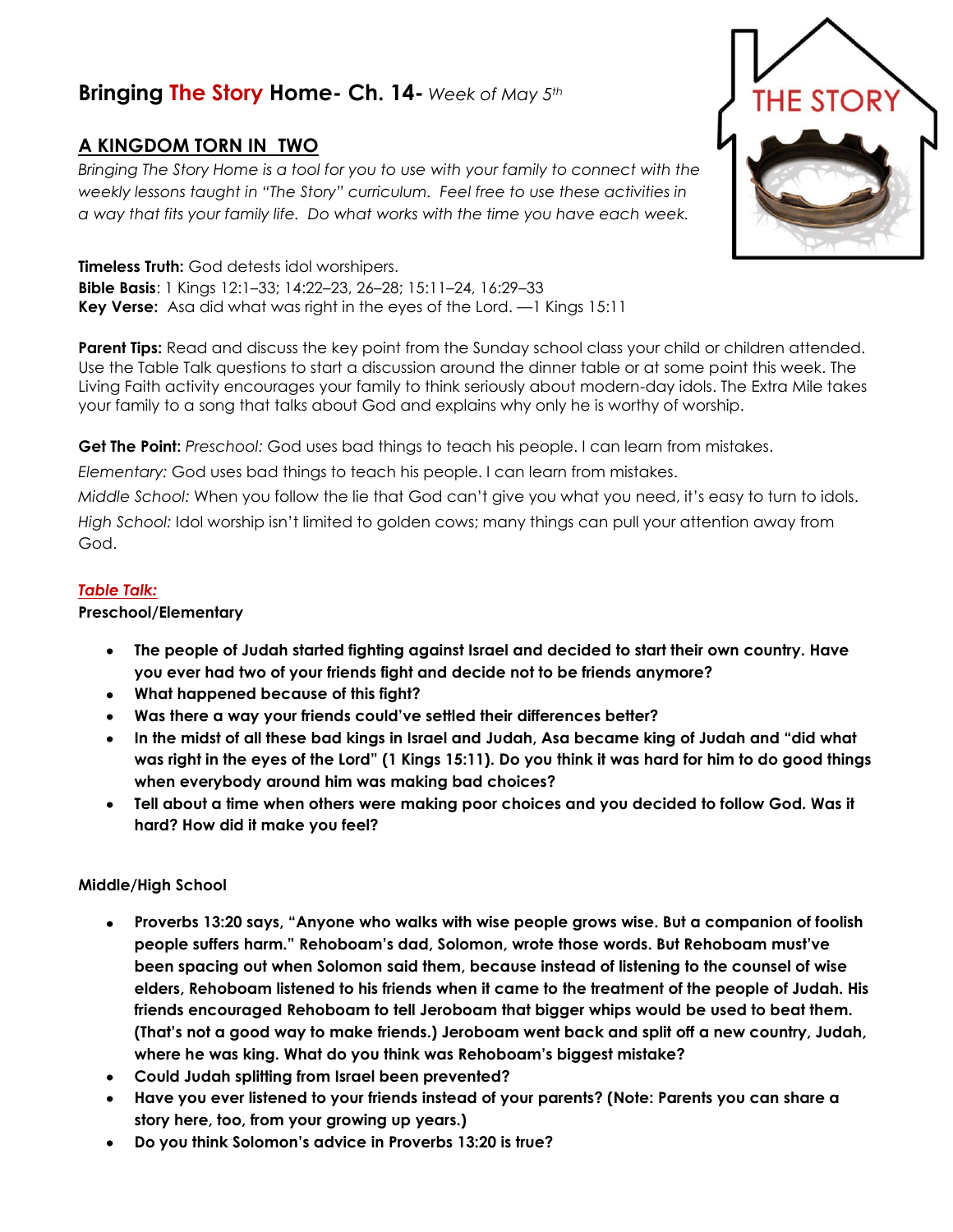# Bringing The Story Home- Ch. 14- *Week of May 5th*

## A KINGDOM TORN IN TWO

*Bringing The Story Home is a tool for you to use with your family to connect with the weekly lessons taught in "The Story" curriculum. Feel free to use these activities in a way that fits your family life. Do what works with the time you have each week.*

**Timeless Truth:** God detests idol worshipers.
**Bible Basis**: 1 Kings 12:1–33; 14:22–23, 26–28; 15:11–24, 16:29–33
**Key Verse:** Asa did what was right in the eyes of the Lord. —1 Kings 15:11

**Parent Tips:** Read and discuss the key point from the Sunday school class your child or children attended. Use the Table Talk questions to start a discussion around the dinner table or at some point this week. The Living Faith activity encourages your family to think seriously about modern-day idols. The Extra Mile takes your family to a song that talks about God and explains why only he is worthy of worship.

**Get The Point:** *Preschool:* God uses bad things to teach his people. I can learn from mistakes.

*Elementary:* God uses bad things to teach his people. I can learn from mistakes.

*Middle School:* When you follow the lie that God can't give you what you need, it's easy to turn to idols.

*High School:* Idol worship isn't limited to golden cows; many things can pull your attention away from God.

***Table Talk:***

**Preschool/Elementary**

- **The people of Judah started fighting against Israel and decided to start their own country. Have you ever had two of your friends fight and decide not to be friends anymore?**
- **What happened because of this fight?**
- **Was there a way your friends could've settled their differences better?**
- **In the midst of all these bad kings in Israel and Judah, Asa became king of Judah and "did what was right in the eyes of the Lord" (1 Kings 15:11). Do you think it was hard for him to do good things when everybody around him was making bad choices?**
- **Tell about a time when others were making poor choices and you decided to follow God. Was it hard? How did it make you feel?**

**Middle/High School**

- **Proverbs 13:20 says, "Anyone who walks with wise people grows wise. But a companion of foolish people suffers harm." Rehoboam's dad, Solomon, wrote those words. But Rehoboam must've been spacing out when Solomon said them, because instead of listening to the counsel of wise elders, Rehoboam listened to his friends when it came to the treatment of the people of Judah. His friends encouraged Rehoboam to tell Jeroboam that bigger whips would be used to beat them. (That's not a good way to make friends.) Jeroboam went back and split off a new country, Judah, where he was king. What do you think was Rehoboam's biggest mistake?**
- **Could Judah splitting from Israel been prevented?**
- **Have you ever listened to your friends instead of your parents? (Note: Parents you can share a story here, too, from your growing up years.)**
- **Do you think Solomon's advice in Proverbs 13:20 is true?**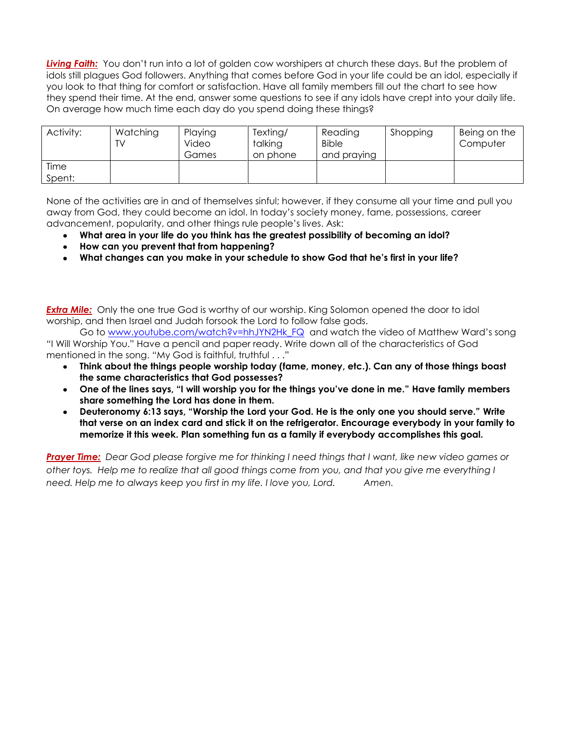***Living Faith:*** You don't run into a lot of golden cow worshipers at church these days. But the problem of idols still plagues God followers. Anything that comes before God in your life could be an idol, especially if you look to that thing for comfort or satisfaction. Have all family members fill out the chart to see how they spend their time. At the end, answer some questions to see if any idols have crept into your daily life. On average how much time each day do you spend doing these things?

| Activity: | Watching TV | Playing Video Games | Texting/ talking on phone | Reading Bible and praying | Shopping | Being on the Computer |
|---|---|---|---|---|---|---|
| Time Spent: | | | | | | |

None of the activities are in and of themselves sinful; however, if they consume all your time and pull you away from God, they could become an idol. In today's society money, fame, possessions, career advancement, popularity, and other things rule people's lives. Ask:

- **What area in your life do you think has the greatest possibility of becoming an idol?**
- **How can you prevent that from happening?**
- **What changes can you make in your schedule to show God that he's first in your life?**

***Extra Mile:*** Only the one true God is worthy of our worship. King Solomon opened the door to idol worship, and then Israel and Judah forsook the Lord to follow false gods.

Go to www.youtube.com/watch?v=hhJYN2Hk_FQ and watch the video of Matthew Ward's song "I Will Worship You." Have a pencil and paper ready. Write down all of the characteristics of God mentioned in the song. "My God is faithful, truthful . . ."

- **Think about the things people worship today (fame, money, etc.). Can any of those things boast the same characteristics that God possesses?**
- **One of the lines says, "I will worship you for the things you've done in me." Have family members share something the Lord has done in them.**
- **Deuteronomy 6:13 says, "Worship the Lord your God. He is the only one you should serve." Write that verse on an index card and stick it on the refrigerator. Encourage everybody in your family to memorize it this week. Plan something fun as a family if everybody accomplishes this goal.**

***Prayer Time:*** *Dear God please forgive me for thinking I need things that I want, like new video games or other toys. Help me to realize that all good things come from you, and that you give me everything I need. Help me to always keep you first in my life. I love you, Lord. Amen.*